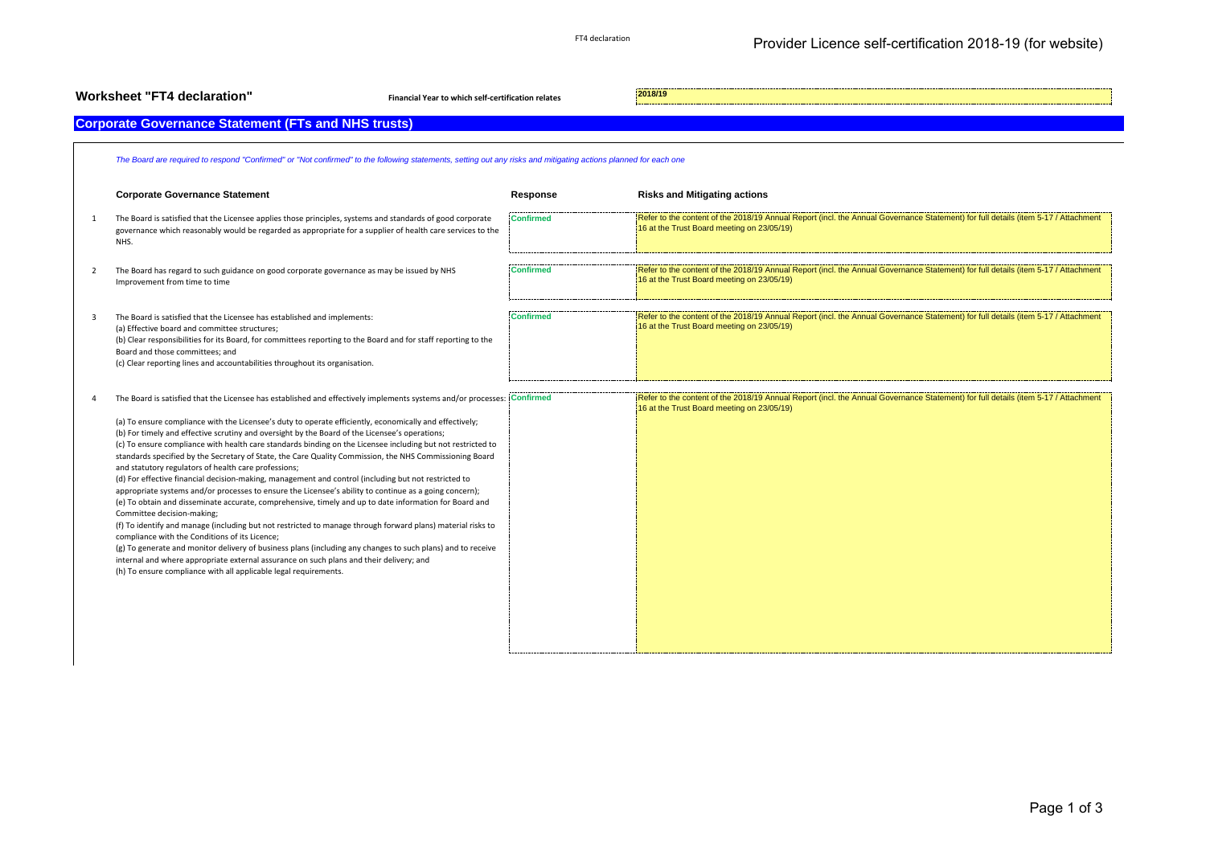## Worksheet "FT4 declaration"

**Financial Year to which self-certification relates** 2018/19

## Corporate Governance Statement (FTs and NHS trusts)

*The Board are required to respond "Confirmed" or "Not confirmed" to the following statements, setting out any risks and mitigating actions planned for each one*

| | Corporate Governance Statement | Response | Risks and Mitigating actions |
|---|---|---|---|
| 1 | The Board is satisfied that the Licensee applies those principles, systems and standards of good corporate governance which reasonably would be regarded as appropriate for a supplier of health care services to the NHS. | Confirmed | Refer to the content of the 2018/19 Annual Report (incl. the Annual Governance Statement) for full details (item 5-17 / Attachment 16 at the Trust Board meeting on 23/05/19) |
| 2 | The Board has regard to such guidance on good corporate governance as may be issued by NHS Improvement from time to time | Confirmed | Refer to the content of the 2018/19 Annual Report (incl. the Annual Governance Statement) for full details (item 5-17 / Attachment 16 at the Trust Board meeting on 23/05/19) |
| 3 | The Board is satisfied that the Licensee has established and implements:<br>(a) Effective board and committee structures;<br>(b) Clear responsibilities for its Board, for committees reporting to the Board and for staff reporting to the Board and those committees; and<br>(c) Clear reporting lines and accountabilities throughout its organisation. | Confirmed | Refer to the content of the 2018/19 Annual Report (incl. the Annual Governance Statement) for full details (item 5-17 / Attachment 16 at the Trust Board meeting on 23/05/19) |
| 4 | The Board is satisfied that the Licensee has established and effectively implements systems and/or processes:<br>(a) To ensure compliance with the Licensee's duty to operate efficiently, economically and effectively;<br>(b) For timely and effective scrutiny and oversight by the Board of the Licensee's operations;<br>(c) To ensure compliance with health care standards binding on the Licensee including but not restricted to standards specified by the Secretary of State, the Care Quality Commission, the NHS Commissioning Board and statutory regulators of health care professions;<br>(d) For effective financial decision-making, management and control (including but not restricted to appropriate systems and/or processes to ensure the Licensee's ability to continue as a going concern);<br>(e) To obtain and disseminate accurate, comprehensive, timely and up to date information for Board and Committee decision-making;<br>(f) To identify and manage (including but not restricted to manage through forward plans) material risks to compliance with the Conditions of its Licence;<br>(g) To generate and monitor delivery of business plans (including any changes to such plans) and to receive internal and where appropriate external assurance on such plans and their delivery; and<br>(h) To ensure compliance with all applicable legal requirements. | Confirmed | Refer to the content of the 2018/19 Annual Report (incl. the Annual Governance Statement) for full details (item 5-17 / Attachment 16 at the Trust Board meeting on 23/05/19) |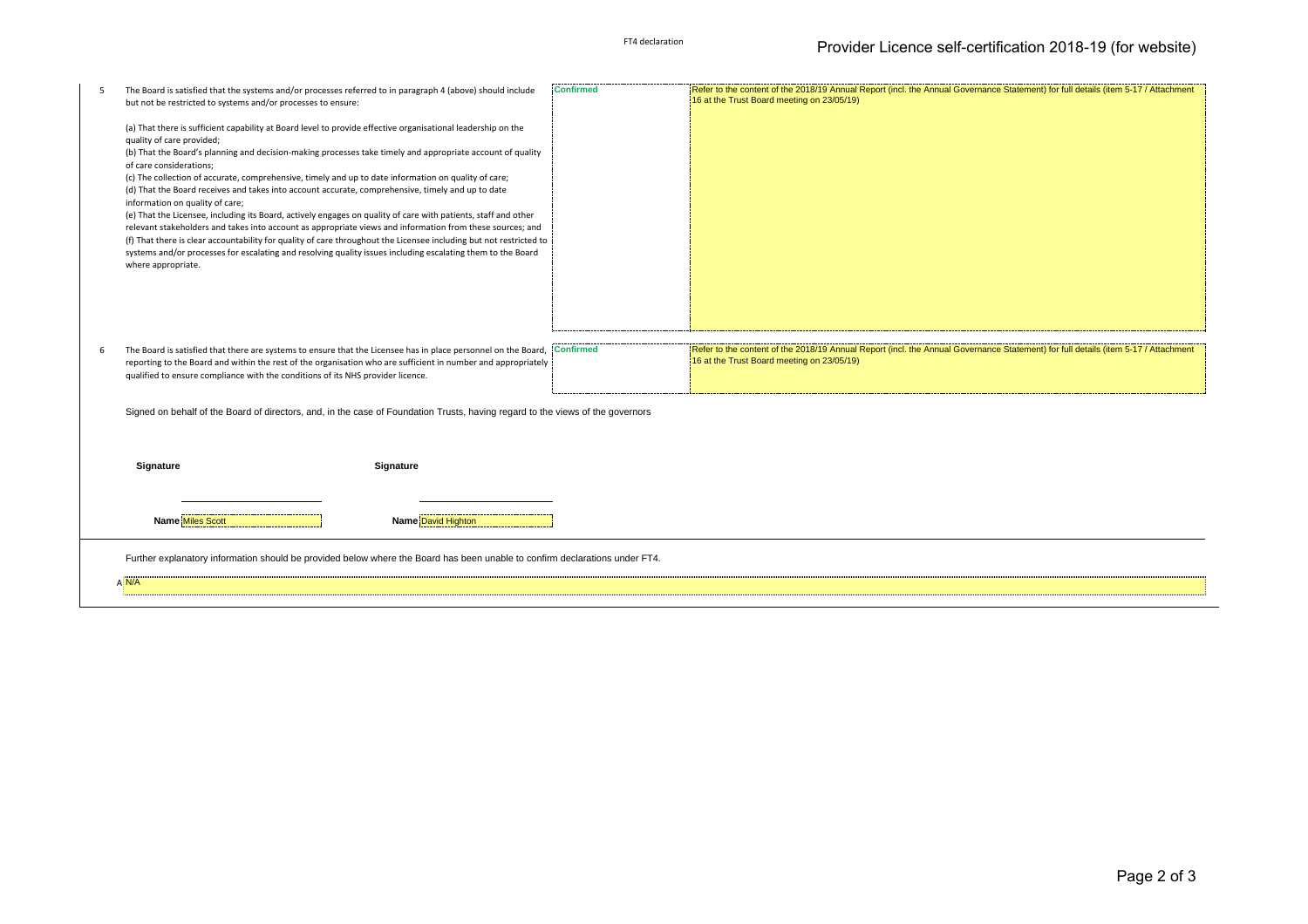| | | | |
|---|---|---|---|
| 5 | The Board is satisfied that the systems and/or processes referred to in paragraph 4 (above) should include but not be restricted to systems and/or processes to ensure:<br><br>(a) That there is sufficient capability at Board level to provide effective organisational leadership on the quality of care provided;<br>(b) That the Board's planning and decision-making processes take timely and appropriate account of quality of care considerations;<br>(c) The collection of accurate, comprehensive, timely and up to date information on quality of care;<br>(d) That the Board receives and takes into account accurate, comprehensive, timely and up to date information on quality of care;<br>(e) That the Licensee, including its Board, actively engages on quality of care with patients, staff and other relevant stakeholders and takes into account as appropriate views and information from these sources; and<br>(f) That there is clear accountability for quality of care throughout the Licensee including but not restricted to systems and/or processes for escalating and resolving quality issues including escalating them to the Board where appropriate. | Confirmed | Refer to the content of the 2018/19 Annual Report (incl. the Annual Governance Statement) for full details (item 5-17 / Attachment 16 at the Trust Board meeting on 23/05/19) |
| 6 | The Board is satisfied that there are systems to ensure that the Licensee has in place personnel on the Board, reporting to the Board and within the rest of the organisation who are sufficient in number and appropriately qualified to ensure compliance with the conditions of its NHS provider licence. | Confirmed | Refer to the content of the 2018/19 Annual Report (incl. the Annual Governance Statement) for full details (item 5-17 / Attachment 16 at the Trust Board meeting on 23/05/19) |

Signed on behalf of the Board of directors, and, in the case of Foundation Trusts, having regard to the views of the governors

| **Signature** | **Signature** |
|---|---|
| **Name** Miles Scott | **Name** David Highton |

Further explanatory information should be provided below where the Board has been unable to confirm declarations under FT4.

A N/A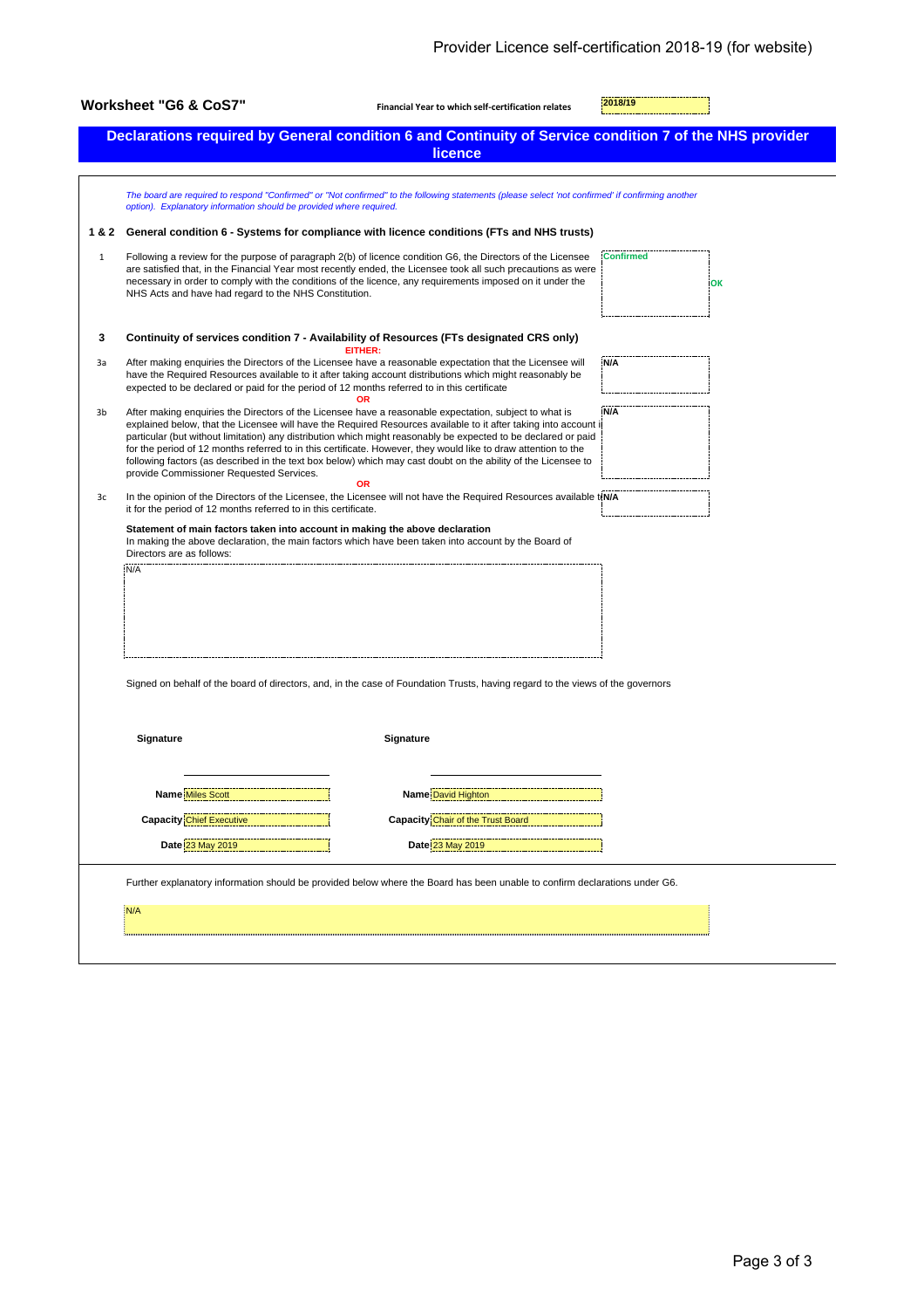## Worksheet "G6 & CoS7"

**Financial Year to which self-certification relates** 2018/19

# Declarations required by General condition 6 and Continuity of Service condition 7 of the NHS provider licence

*The board are required to respond "Confirmed" or "Not confirmed" to the following statements (please select 'not confirmed' if confirming another option). Explanatory information should be provided where required.*

### 1 & 2 General condition 6 - Systems for compliance with licence conditions (FTs and NHS trusts)

| | | | |
|---|---|---|---|
| 1 | Following a review for the purpose of paragraph 2(b) of licence condition G6, the Directors of the Licensee are satisfied that, in the Financial Year most recently ended, the Licensee took all such precautions as were necessary in order to comply with the conditions of the licence, any requirements imposed on it under the NHS Acts and have had regard to the NHS Constitution. | Confirmed | OK |

### 3 Continuity of services condition 7 - Availability of Resources (FTs designated CRS only)

**EITHER:**

| | | |
|---|---|---|
| 3a | After making enquiries the Directors of the Licensee have a reasonable expectation that the Licensee will have the Required Resources available to it after taking account distributions which might reasonably be expected to be declared or paid for the period of 12 months referred to in this certificate | N/A |

**OR**

| | | |
|---|---|---|
| 3b | After making enquiries the Directors of the Licensee have a reasonable expectation, subject to what is explained below, that the Licensee will have the Required Resources available to it after taking account in particular (but without limitation) any distribution which might reasonably be expected to be declared or paid for the period of 12 months referred to in this certificate. However, they would like to draw attention to the following factors (as described in the text box below) which may cast doubt on the ability of the Licensee to provide Commissioner Requested Services. | N/A |

**OR**

| | | |
|---|---|---|
| 3c | In the opinion of the Directors of the Licensee, the Licensee will not have the Required Resources available to it for the period of 12 months referred to in this certificate. | N/A |

**Statement of main factors taken into account in making the above declaration**

In making the above declaration, the main factors which have been taken into account by the Board of Directors are as follows:

N/A

Signed on behalf of the board of directors, and, in the case of Foundation Trusts, having regard to the views of the governors

| **Signature** | | **Signature** | |
|---|---|---|---|
| **Name** | Miles Scott | **Name** | David Highton |
| **Capacity** | Chief Executive | **Capacity** | Chair of the Trust Board |
| **Date** | 23 May 2019 | **Date** | 23 May 2019 |

Further explanatory information should be provided below where the Board has been unable to confirm declarations under G6.

N/A